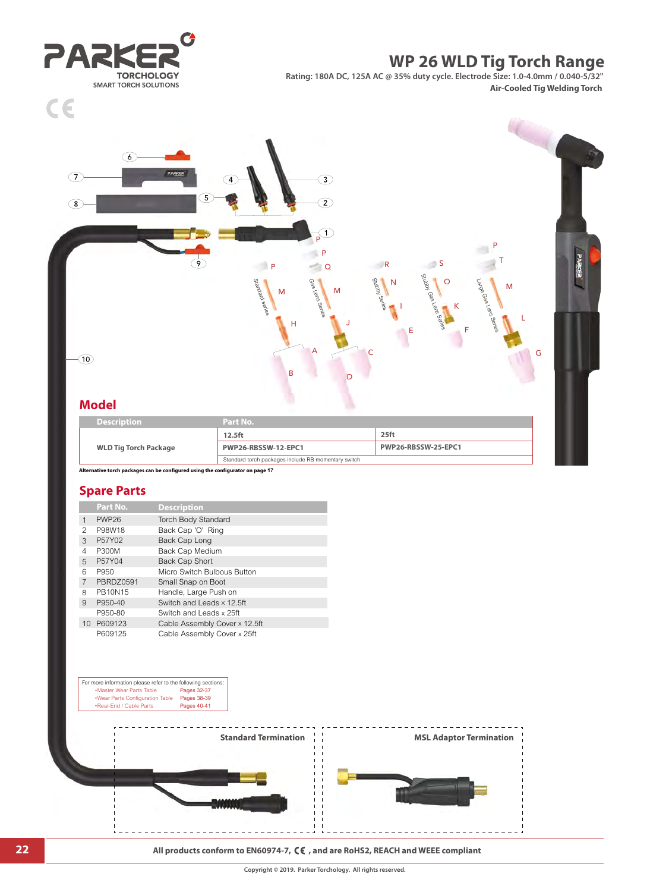PARKER TORCHOLOGY
SMART TORCH SOLUTIONS

# WP 26 WLD Tig Torch Range

Rating: 180A DC, 125A AC @ 35% duty cycle. Electrode Size: 1.0-4.0mm / 0.040-5/32"

**Air-Cooled Tig Welding Torch**

Standard series · Gas Lens Series · Stubby Series · Stubby Gas Lens Series · Large Gas Lens Series

## Model

| Description | Part No. | |
|---|---|---|
| | 12.5ft | 25ft |
| WLD Tig Torch Package | PWP26-RBSSW-12-EPC1 | PWP26-RBSSW-25-EPC1 |
| | Standard torch packages include RB momentary switch | |

**Alternative torch packages can be configured using the configurator on page 17**

## Spare Parts

| | Part No. | Description |
|---|---|---|
| 1 | PWP26 | Torch Body Standard |
| 2 | P98W18 | Back Cap 'O' Ring |
| 3 | P57Y02 | Back Cap Long |
| 4 | P300M | Back Cap Medium |
| 5 | P57Y04 | Back Cap Short |
| 6 | P950 | Micro Switch Bulbous Button |
| 7 | PBRDZ0591 | Small Snap on Boot |
| 8 | PB10N15 | Handle, Large Push on |
| 9 | P950-40 | Switch and Leads x 12.5ft |
| | P950-80 | Switch and Leads x 25ft |
| 10 | P609123 | Cable Assembly Cover x 12.5ft |
| | P609125 | Cable Assembly Cover x 25ft |

For more information please refer to the following sections:

- Master Wear Parts Table — Pages 32-37
- Wear Parts Configuration Table — Pages 38-39
- Rear-End / Cable Parts — Pages 40-41

**Standard Termination**

**MSL Adaptor Termination**

**All products conform to EN60974-7, CE, and are RoHS2, REACH and WEEE compliant**

Copyright © 2019. Parker Torchology. All rights reserved.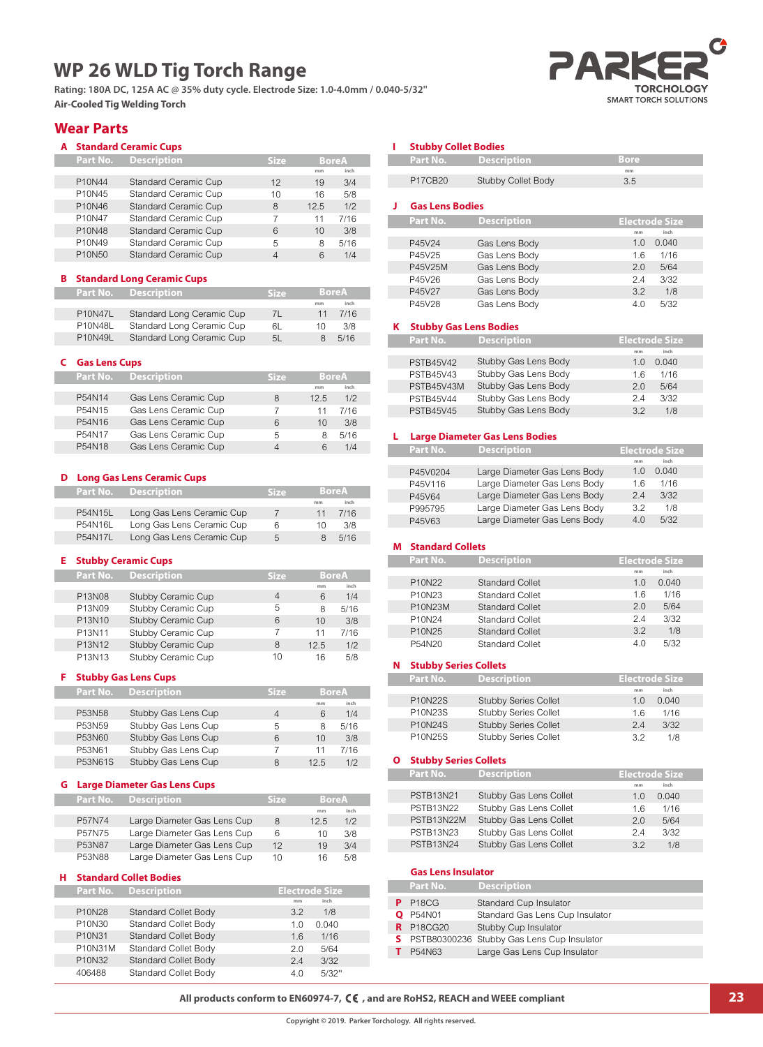# WP 26 WLD Tig Torch Range

**Rating: 180A DC, 125A AC @ 35% duty cycle. Electrode Size: 1.0-4.0mm / 0.040-5/32"**
**Air-Cooled Tig Welding Torch**

PARKER TORCHOLOGY
SMART TORCH SOLUTIONS

## Wear Parts

### A Standard Ceramic Cups

| Part No. | Description | Size | BoreA mm | BoreA inch |
|---|---|---|---|---|
| P10N44 | Standard Ceramic Cup | 12 | 19 | 3/4 |
| P10N45 | Standard Ceramic Cup | 10 | 16 | 5/8 |
| P10N46 | Standard Ceramic Cup | 8 | 12.5 | 1/2 |
| P10N47 | Standard Ceramic Cup | 7 | 11 | 7/16 |
| P10N48 | Standard Ceramic Cup | 6 | 10 | 3/8 |
| P10N49 | Standard Ceramic Cup | 5 | 8 | 5/16 |
| P10N50 | Standard Ceramic Cup | 4 | 6 | 1/4 |

### B Standard Long Ceramic Cups

| Part No. | Description | Size | BoreA mm | BoreA inch |
|---|---|---|---|---|
| P10N47L | Standard Long Ceramic Cup | 7L | 11 | 7/16 |
| P10N48L | Standard Long Ceramic Cup | 6L | 10 | 3/8 |
| P10N49L | Standard Long Ceramic Cup | 5L | 8 | 5/16 |

### C Gas Lens Cups

| Part No. | Description | Size | BoreA mm | BoreA inch |
|---|---|---|---|---|
| P54N14 | Gas Lens Ceramic Cup | 8 | 12.5 | 1/2 |
| P54N15 | Gas Lens Ceramic Cup | 7 | 11 | 7/16 |
| P54N16 | Gas Lens Ceramic Cup | 6 | 10 | 3/8 |
| P54N17 | Gas Lens Ceramic Cup | 5 | 8 | 5/16 |
| P54N18 | Gas Lens Ceramic Cup | 4 | 6 | 1/4 |

### D Long Gas Lens Ceramic Cups

| Part No. | Description | Size | BoreA mm | BoreA inch |
|---|---|---|---|---|
| P54N15L | Long Gas Lens Ceramic Cup | 7 | 11 | 7/16 |
| P54N16L | Long Gas Lens Ceramic Cup | 6 | 10 | 3/8 |
| P54N17L | Long Gas Lens Ceramic Cup | 5 | 8 | 5/16 |

### E Stubby Ceramic Cups

| Part No. | Description | Size | BoreA mm | BoreA inch |
|---|---|---|---|---|
| P13N08 | Stubby Ceramic Cup | 4 | 6 | 1/4 |
| P13N09 | Stubby Ceramic Cup | 5 | 8 | 5/16 |
| P13N10 | Stubby Ceramic Cup | 6 | 10 | 3/8 |
| P13N11 | Stubby Ceramic Cup | 7 | 11 | 7/16 |
| P13N12 | Stubby Ceramic Cup | 8 | 12.5 | 1/2 |
| P13N13 | Stubby Ceramic Cup | 10 | 16 | 5/8 |

### F Stubby Gas Lens Cups

| Part No. | Description | Size | BoreA mm | BoreA inch |
|---|---|---|---|---|
| P53N58 | Stubby Gas Lens Cup | 4 | 6 | 1/4 |
| P53N59 | Stubby Gas Lens Cup | 5 | 8 | 5/16 |
| P53N60 | Stubby Gas Lens Cup | 6 | 10 | 3/8 |
| P53N61 | Stubby Gas Lens Cup | 7 | 11 | 7/16 |
| P53N61S | Stubby Gas Lens Cup | 8 | 12.5 | 1/2 |

### G Large Diameter Gas Lens Cups

| Part No. | Description | Size | BoreA mm | BoreA inch |
|---|---|---|---|---|
| P57N74 | Large Diameter Gas Lens Cup | 8 | 12.5 | 1/2 |
| P57N75 | Large Diameter Gas Lens Cup | 6 | 10 | 3/8 |
| P53N87 | Large Diameter Gas Lens Cup | 12 | 19 | 3/4 |
| P53N88 | Large Diameter Gas Lens Cup | 10 | 16 | 5/8 |

### H Standard Collet Bodies

| Part No. | Description | Electrode Size mm | Electrode Size inch |
|---|---|---|---|
| P10N28 | Standard Collet Body | 3.2 | 1/8 |
| P10N30 | Standard Collet Body | 1.0 | 0.040 |
| P10N31 | Standard Collet Body | 1.6 | 1/16 |
| P10N31M | Standard Collet Body | 2.0 | 5/64 |
| P10N32 | Standard Collet Body | 2.4 | 3/32 |
| 406488 | Standard Collet Body | 4.0 | 5/32" |

### I Stubby Collet Bodies

| Part No. | Description | Bore mm |
|---|---|---|
| P17CB20 | Stubby Collet Body | 3.5 |

### J Gas Lens Bodies

| Part No. | Description | Electrode Size mm | Electrode Size inch |
|---|---|---|---|
| P45V24 | Gas Lens Body | 1.0 | 0.040 |
| P45V25 | Gas Lens Body | 1.6 | 1/16 |
| P45V25M | Gas Lens Body | 2.0 | 5/64 |
| P45V26 | Gas Lens Body | 2.4 | 3/32 |
| P45V27 | Gas Lens Body | 3.2 | 1/8 |
| P45V28 | Gas Lens Body | 4.0 | 5/32 |

### K Stubby Gas Lens Bodies

| Part No. | Description | Electrode Size mm | Electrode Size inch |
|---|---|---|---|
| PSTB45V42 | Stubby Gas Lens Body | 1.0 | 0.040 |
| PSTB45V43 | Stubby Gas Lens Body | 1.6 | 1/16 |
| PSTB45V43M | Stubby Gas Lens Body | 2.0 | 5/64 |
| PSTB45V44 | Stubby Gas Lens Body | 2.4 | 3/32 |
| PSTB45V45 | Stubby Gas Lens Body | 3.2 | 1/8 |

### L Large Diameter Gas Lens Bodies

| Part No. | Description | Electrode Size mm | Electrode Size inch |
|---|---|---|---|
| P45V0204 | Large Diameter Gas Lens Body | 1.0 | 0.040 |
| P45V116 | Large Diameter Gas Lens Body | 1.6 | 1/16 |
| P45V64 | Large Diameter Gas Lens Body | 2.4 | 3/32 |
| P995795 | Large Diameter Gas Lens Body | 3.2 | 1/8 |
| P45V63 | Large Diameter Gas Lens Body | 4.0 | 5/32 |

### M Standard Collets

| Part No. | Description | Electrode Size mm | Electrode Size inch |
|---|---|---|---|
| P10N22 | Standard Collet | 1.0 | 0.040 |
| P10N23 | Standard Collet | 1.6 | 1/16 |
| P10N23M | Standard Collet | 2.0 | 5/64 |
| P10N24 | Standard Collet | 2.4 | 3/32 |
| P10N25 | Standard Collet | 3.2 | 1/8 |
| P54N20 | Standard Collet | 4.0 | 5/32 |

### N Stubby Series Collets

| Part No. | Description | Electrode Size mm | Electrode Size inch |
|---|---|---|---|
| P10N22S | Stubby Series Collet | 1.0 | 0.040 |
| P10N23S | Stubby Series Collet | 1.6 | 1/16 |
| P10N24S | Stubby Series Collet | 2.4 | 3/32 |
| P10N25S | Stubby Series Collet | 3.2 | 1/8 |

### O Stubby Series Collets

| Part No. | Description | Electrode Size mm | Electrode Size inch |
|---|---|---|---|
| PSTB13N21 | Stubby Gas Lens Collet | 1.0 | 0.040 |
| PSTB13N22 | Stubby Gas Lens Collet | 1.6 | 1/16 |
| PSTB13N22M | Stubby Gas Lens Collet | 2.0 | 5/64 |
| PSTB13N23 | Stubby Gas Lens Collet | 2.4 | 3/32 |
| PSTB13N24 | Stubby Gas Lens Collet | 3.2 | 1/8 |

### Gas Lens Insulator

| | Part No. | Description |
|---|---|---|
| P | P18CG | Standard Cup Insulator |
| Q | P54N01 | Standard Gas Lens Cup Insulator |
| R | P18CG20 | Stubby Cup Insulator |
| S | PSTB80300236 | Stubby Gas Lens Cup Insulator |
| T | P54N63 | Large Gas Lens Cup Insulator |

**All products conform to EN60974-7, CE, and are RoHS2, REACH and WEEE compliant**

Copyright © 2019. Parker Torchology. All rights reserved.